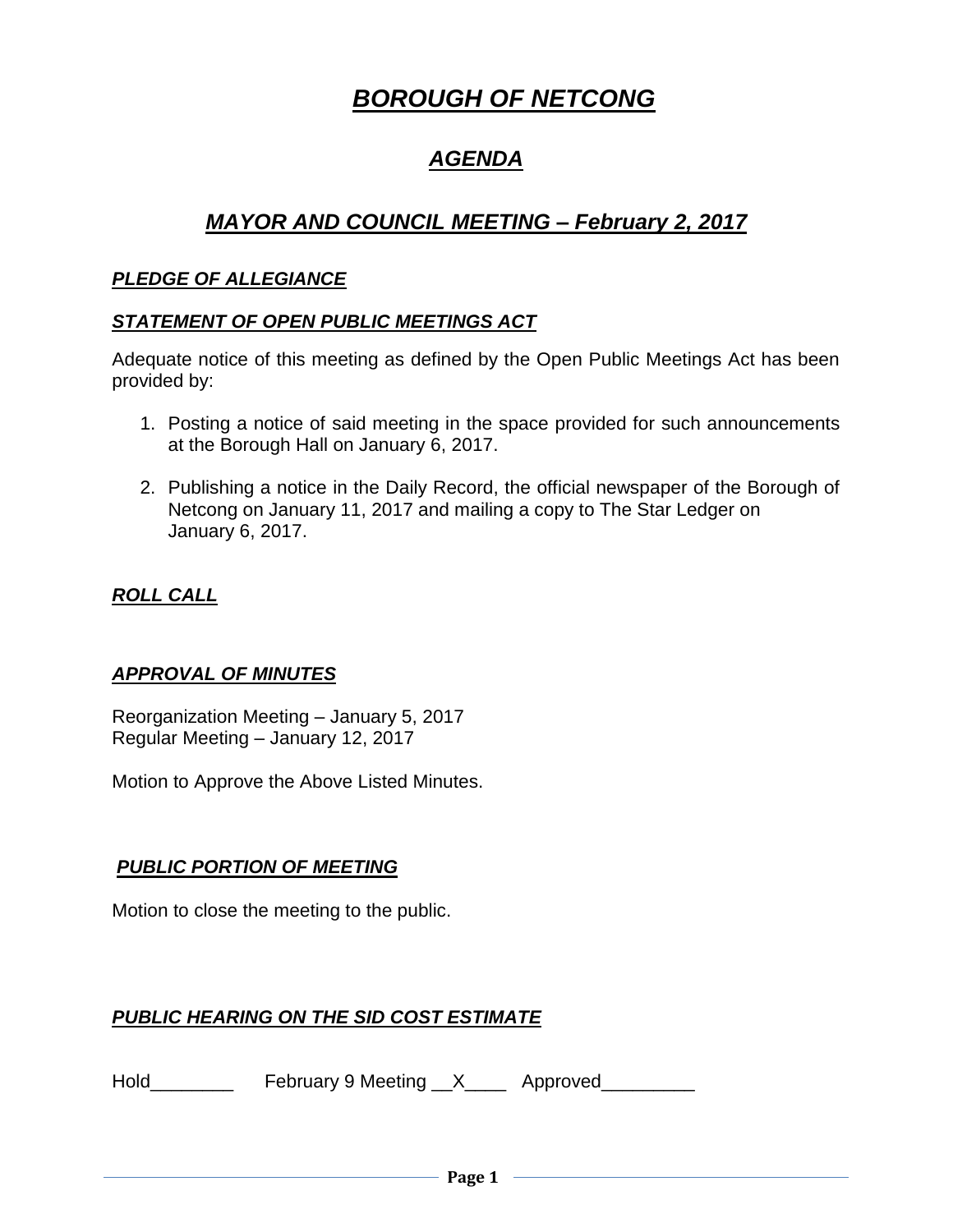# ***BOROUGH OF NETCONG***

## ***AGENDA***

## ***MAYOR AND COUNCIL MEETING – February 2, 2017***

### ***PLEDGE OF ALLEGIANCE***

### ***STATEMENT OF OPEN PUBLIC MEETINGS ACT***

Adequate notice of this meeting as defined by the Open Public Meetings Act has been provided by:

1. Posting a notice of said meeting in the space provided for such announcements at the Borough Hall on January 6, 2017.

2. Publishing a notice in the Daily Record, the official newspaper of the Borough of Netcong on January 11, 2017 and mailing a copy to The Star Ledger on January 6, 2017.

### ***ROLL CALL***

### ***APPROVAL OF MINUTES***

Reorganization Meeting – January 5, 2017
Regular Meeting – January 12, 2017

Motion to Approve the Above Listed Minutes.

### ***PUBLIC PORTION OF MEETING***

Motion to close the meeting to the public.

### ***PUBLIC HEARING ON THE SID COST ESTIMATE***

Hold________ February 9 Meeting __X____ Approved_________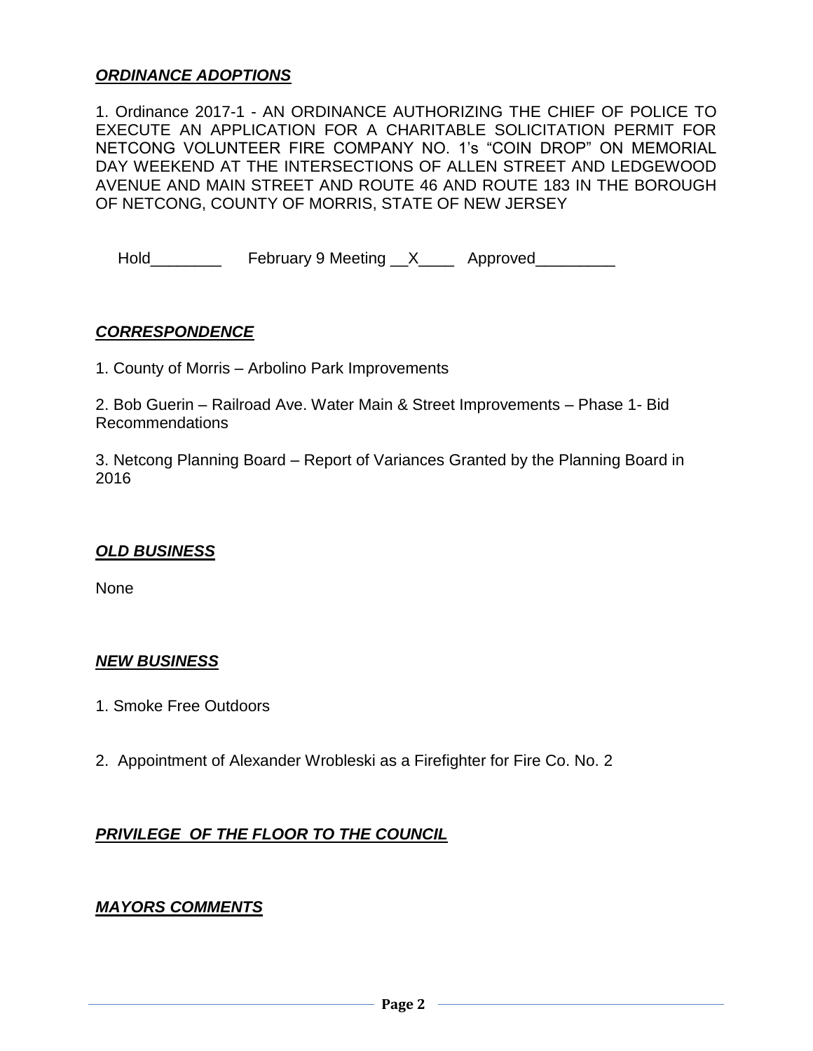***ORDINANCE ADOPTIONS***

1. Ordinance 2017-1 - AN ORDINANCE AUTHORIZING THE CHIEF OF POLICE TO EXECUTE AN APPLICATION FOR A CHARITABLE SOLICITATION PERMIT FOR NETCONG VOLUNTEER FIRE COMPANY NO. 1's "COIN DROP" ON MEMORIAL DAY WEEKEND AT THE INTERSECTIONS OF ALLEN STREET AND LEDGEWOOD AVENUE AND MAIN STREET AND ROUTE 46 AND ROUTE 183 IN THE BOROUGH OF NETCONG, COUNTY OF MORRIS, STATE OF NEW JERSEY

Hold________ February 9 Meeting __X____ Approved_________

***CORRESPONDENCE***

1. County of Morris – Arbolino Park Improvements

2. Bob Guerin – Railroad Ave. Water Main & Street Improvements – Phase 1- Bid Recommendations

3. Netcong Planning Board – Report of Variances Granted by the Planning Board in 2016

***OLD BUSINESS***

None

***NEW BUSINESS***

1. Smoke Free Outdoors

2. Appointment of Alexander Wrobleski as a Firefighter for Fire Co. No. 2

***PRIVILEGE OF THE FLOOR TO THE COUNCIL***

***MAYORS COMMENTS***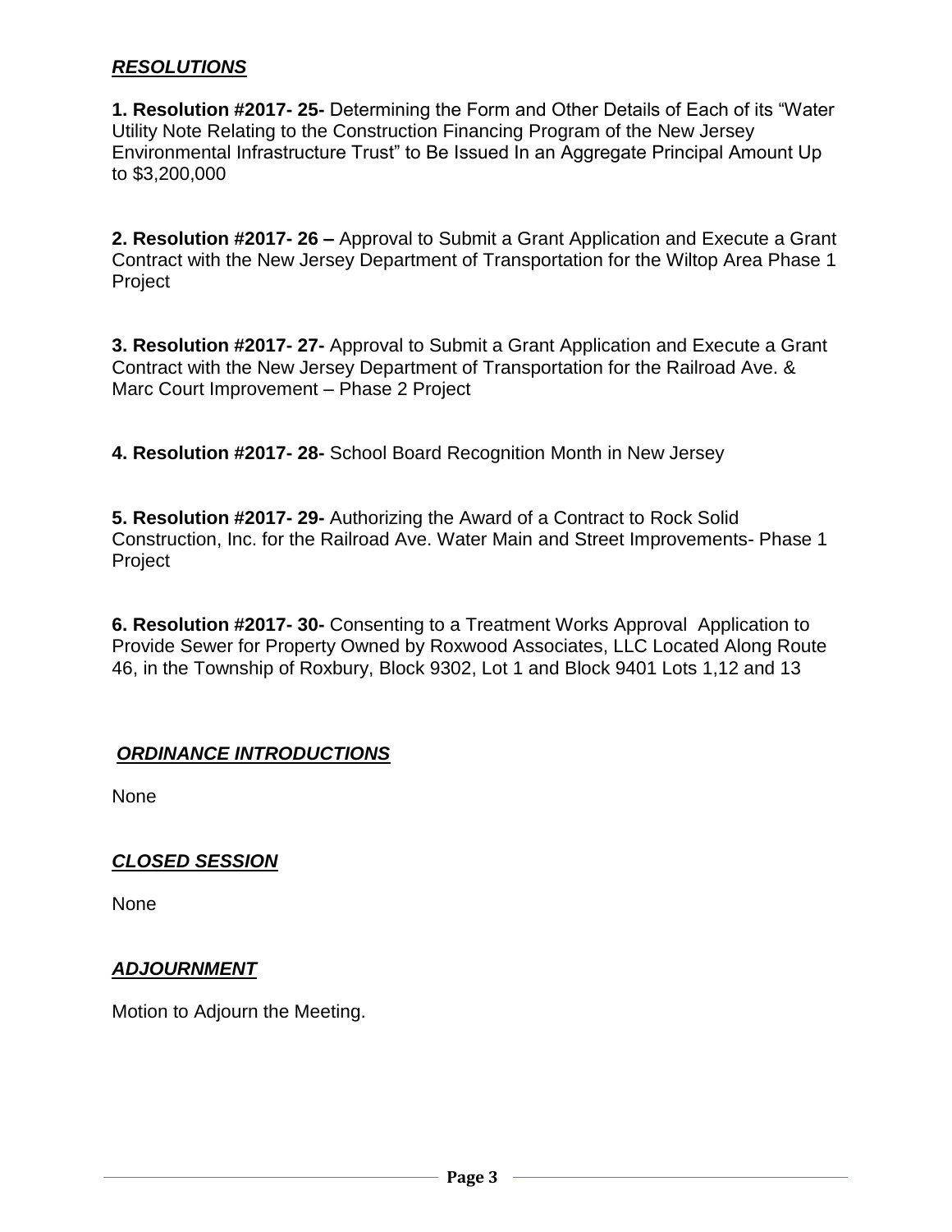## ***RESOLUTIONS***

**1. Resolution #2017- 25-** Determining the Form and Other Details of Each of its "Water Utility Note Relating to the Construction Financing Program of the New Jersey Environmental Infrastructure Trust" to Be Issued In an Aggregate Principal Amount Up to $3,200,000

**2. Resolution #2017- 26 –** Approval to Submit a Grant Application and Execute a Grant Contract with the New Jersey Department of Transportation for the Wiltop Area Phase 1 Project

**3. Resolution #2017- 27-** Approval to Submit a Grant Application and Execute a Grant Contract with the New Jersey Department of Transportation for the Railroad Ave. & Marc Court Improvement – Phase 2 Project

**4. Resolution #2017- 28-** School Board Recognition Month in New Jersey

**5. Resolution #2017- 29-** Authorizing the Award of a Contract to Rock Solid Construction, Inc. for the Railroad Ave. Water Main and Street Improvements- Phase 1 Project

**6. Resolution #2017- 30-** Consenting to a Treatment Works Approval Application to Provide Sewer for Property Owned by Roxwood Associates, LLC Located Along Route 46, in the Township of Roxbury, Block 9302, Lot 1 and Block 9401 Lots 1,12 and 13

## ***ORDINANCE INTRODUCTIONS***

None

## ***CLOSED SESSION***

None

## ***ADJOURNMENT***

Motion to Adjourn the Meeting.